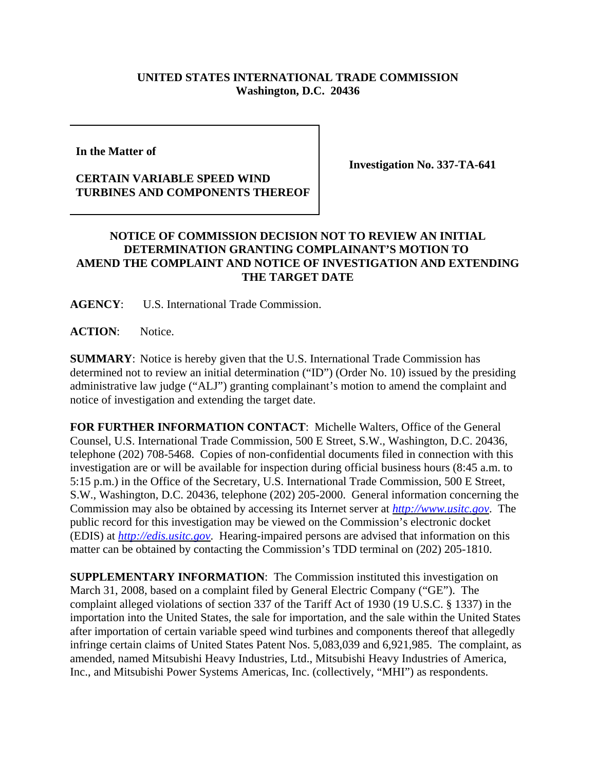**UNITED STATES INTERNATIONAL TRADE COMMISSION**
**Washington, D.C. 20436**

| In the Matter of<br><br>**CERTAIN VARIABLE SPEED WIND TURBINES AND COMPONENTS THEREOF** | **Investigation No. 337-TA-641** |
|---|---|

## NOTICE OF COMMISSION DECISION NOT TO REVIEW AN INITIAL DETERMINATION GRANTING COMPLAINANT'S MOTION TO AMEND THE COMPLAINT AND NOTICE OF INVESTIGATION AND EXTENDING THE TARGET DATE

**AGENCY**: U.S. International Trade Commission.

**ACTION**: Notice.

**SUMMARY**: Notice is hereby given that the U.S. International Trade Commission has determined not to review an initial determination ("ID") (Order No. 10) issued by the presiding administrative law judge ("ALJ") granting complainant's motion to amend the complaint and notice of investigation and extending the target date.

**FOR FURTHER INFORMATION CONTACT**: Michelle Walters, Office of the General Counsel, U.S. International Trade Commission, 500 E Street, S.W., Washington, D.C. 20436, telephone (202) 708-5468. Copies of non-confidential documents filed in connection with this investigation are or will be available for inspection during official business hours (8:45 a.m. to 5:15 p.m.) in the Office of the Secretary, U.S. International Trade Commission, 500 E Street, S.W., Washington, D.C. 20436, telephone (202) 205-2000. General information concerning the Commission may also be obtained by accessing its Internet server at *http://www.usitc.gov*. The public record for this investigation may be viewed on the Commission's electronic docket (EDIS) at *http://edis.usitc.gov*. Hearing-impaired persons are advised that information on this matter can be obtained by contacting the Commission's TDD terminal on (202) 205-1810.

**SUPPLEMENTARY INFORMATION**: The Commission instituted this investigation on March 31, 2008, based on a complaint filed by General Electric Company ("GE"). The complaint alleged violations of section 337 of the Tariff Act of 1930 (19 U.S.C. § 1337) in the importation into the United States, the sale for importation, and the sale within the United States after importation of certain variable speed wind turbines and components thereof that allegedly infringe certain claims of United States Patent Nos. 5,083,039 and 6,921,985. The complaint, as amended, named Mitsubishi Heavy Industries, Ltd., Mitsubishi Heavy Industries of America, Inc., and Mitsubishi Power Systems Americas, Inc. (collectively, "MHI") as respondents.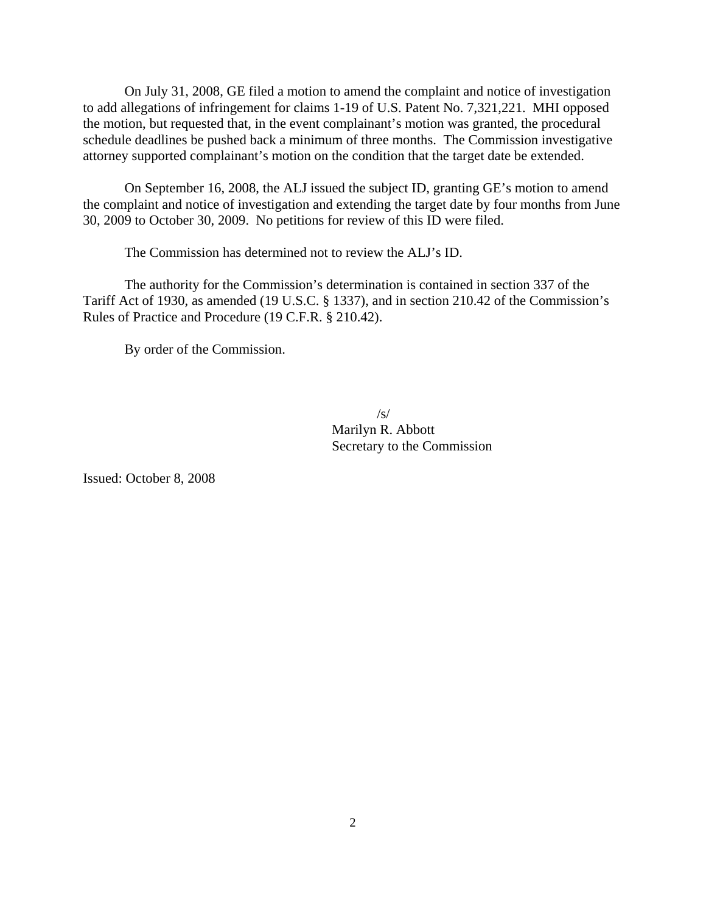On July 31, 2008, GE filed a motion to amend the complaint and notice of investigation to add allegations of infringement for claims 1-19 of U.S. Patent No. 7,321,221. MHI opposed the motion, but requested that, in the event complainant's motion was granted, the procedural schedule deadlines be pushed back a minimum of three months. The Commission investigative attorney supported complainant's motion on the condition that the target date be extended.

On September 16, 2008, the ALJ issued the subject ID, granting GE's motion to amend the complaint and notice of investigation and extending the target date by four months from June 30, 2009 to October 30, 2009. No petitions for review of this ID were filed.

The Commission has determined not to review the ALJ's ID.

The authority for the Commission's determination is contained in section 337 of the Tariff Act of 1930, as amended (19 U.S.C. § 1337), and in section 210.42 of the Commission's Rules of Practice and Procedure (19 C.F.R. § 210.42).

By order of the Commission.

/s/
Marilyn R. Abbott
Secretary to the Commission

Issued: October 8, 2008